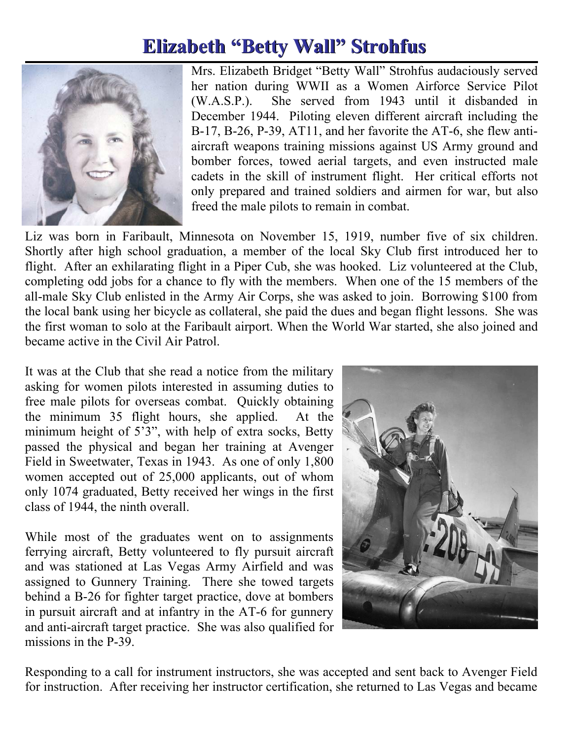# Elizabeth "Betty Wall" Strohfus

Mrs. Elizabeth Bridget "Betty Wall" Strohfus audaciously served her nation during WWII as a Women Airforce Service Pilot (W.A.S.P.). She served from 1943 until it disbanded in December 1944. Piloting eleven different aircraft including the B-17, B-26, P-39, AT11, and her favorite the AT-6, she flew anti-aircraft weapons training missions against US Army ground and bomber forces, towed aerial targets, and even instructed male cadets in the skill of instrument flight. Her critical efforts not only prepared and trained soldiers and airmen for war, but also freed the male pilots to remain in combat.

Liz was born in Faribault, Minnesota on November 15, 1919, number five of six children. Shortly after high school graduation, a member of the local Sky Club first introduced her to flight. After an exhilarating flight in a Piper Cub, she was hooked. Liz volunteered at the Club, completing odd jobs for a chance to fly with the members. When one of the 15 members of the all-male Sky Club enlisted in the Army Air Corps, she was asked to join. Borrowing $100 from the local bank using her bicycle as collateral, she paid the dues and began flight lessons. She was the first woman to solo at the Faribault airport. When the World War started, she also joined and became active in the Civil Air Patrol.

It was at the Club that she read a notice from the military asking for women pilots interested in assuming duties to free male pilots for overseas combat. Quickly obtaining the minimum 35 flight hours, she applied. At the minimum height of 5'3", with help of extra socks, Betty passed the physical and began her training at Avenger Field in Sweetwater, Texas in 1943. As one of only 1,800 women accepted out of 25,000 applicants, out of whom only 1074 graduated, Betty received her wings in the first class of 1944, the ninth overall.

While most of the graduates went on to assignments ferrying aircraft, Betty volunteered to fly pursuit aircraft and was stationed at Las Vegas Army Airfield and was assigned to Gunnery Training. There she towed targets behind a B-26 for fighter target practice, dove at bombers in pursuit aircraft and at infantry in the AT-6 for gunnery and anti-aircraft target practice. She was also qualified for missions in the P-39.

Responding to a call for instrument instructors, she was accepted and sent back to Avenger Field for instruction. After receiving her instructor certification, she returned to Las Vegas and became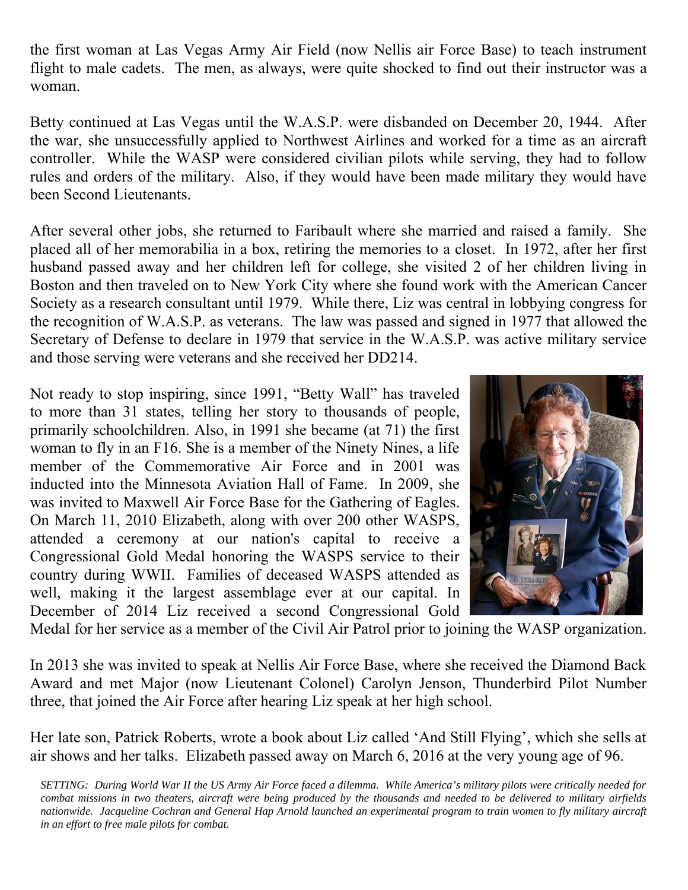the first woman at Las Vegas Army Air Field (now Nellis air Force Base) to teach instrument flight to male cadets. The men, as always, were quite shocked to find out their instructor was a woman.

Betty continued at Las Vegas until the W.A.S.P. were disbanded on December 20, 1944. After the war, she unsuccessfully applied to Northwest Airlines and worked for a time as an aircraft controller. While the WASP were considered civilian pilots while serving, they had to follow rules and orders of the military. Also, if they would have been made military they would have been Second Lieutenants.

After several other jobs, she returned to Faribault where she married and raised a family. She placed all of her memorabilia in a box, retiring the memories to a closet. In 1972, after her first husband passed away and her children left for college, she visited 2 of her children living in Boston and then traveled on to New York City where she found work with the American Cancer Society as a research consultant until 1979. While there, Liz was central in lobbying congress for the recognition of W.A.S.P. as veterans. The law was passed and signed in 1977 that allowed the Secretary of Defense to declare in 1979 that service in the W.A.S.P. was active military service and those serving were veterans and she received her DD214.

Not ready to stop inspiring, since 1991, "Betty Wall" has traveled to more than 31 states, telling her story to thousands of people, primarily schoolchildren. Also, in 1991 she became (at 71) the first woman to fly in an F16. She is a member of the Ninety Nines, a life member of the Commemorative Air Force and in 2001 was inducted into the Minnesota Aviation Hall of Fame. In 2009, she was invited to Maxwell Air Force Base for the Gathering of Eagles. On March 11, 2010 Elizabeth, along with over 200 other WASPS, attended a ceremony at our nation's capital to receive a Congressional Gold Medal honoring the WASPS service to their country during WWII. Families of deceased WASPS attended as well, making it the largest assemblage ever at our capital. In December of 2014 Liz received a second Congressional Gold Medal for her service as a member of the Civil Air Patrol prior to joining the WASP organization.

In 2013 she was invited to speak at Nellis Air Force Base, where she received the Diamond Back Award and met Major (now Lieutenant Colonel) Carolyn Jenson, Thunderbird Pilot Number three, that joined the Air Force after hearing Liz speak at her high school.

Her late son, Patrick Roberts, wrote a book about Liz called 'And Still Flying', which she sells at air shows and her talks. Elizabeth passed away on March 6, 2016 at the very young age of 96.

*SETTING: During World War II the US Army Air Force faced a dilemma. While America's military pilots were critically needed for combat missions in two theaters, aircraft were being produced by the thousands and needed to be delivered to military airfields nationwide. Jacqueline Cochran and General Hap Arnold launched an experimental program to train women to fly military aircraft in an effort to free male pilots for combat.*